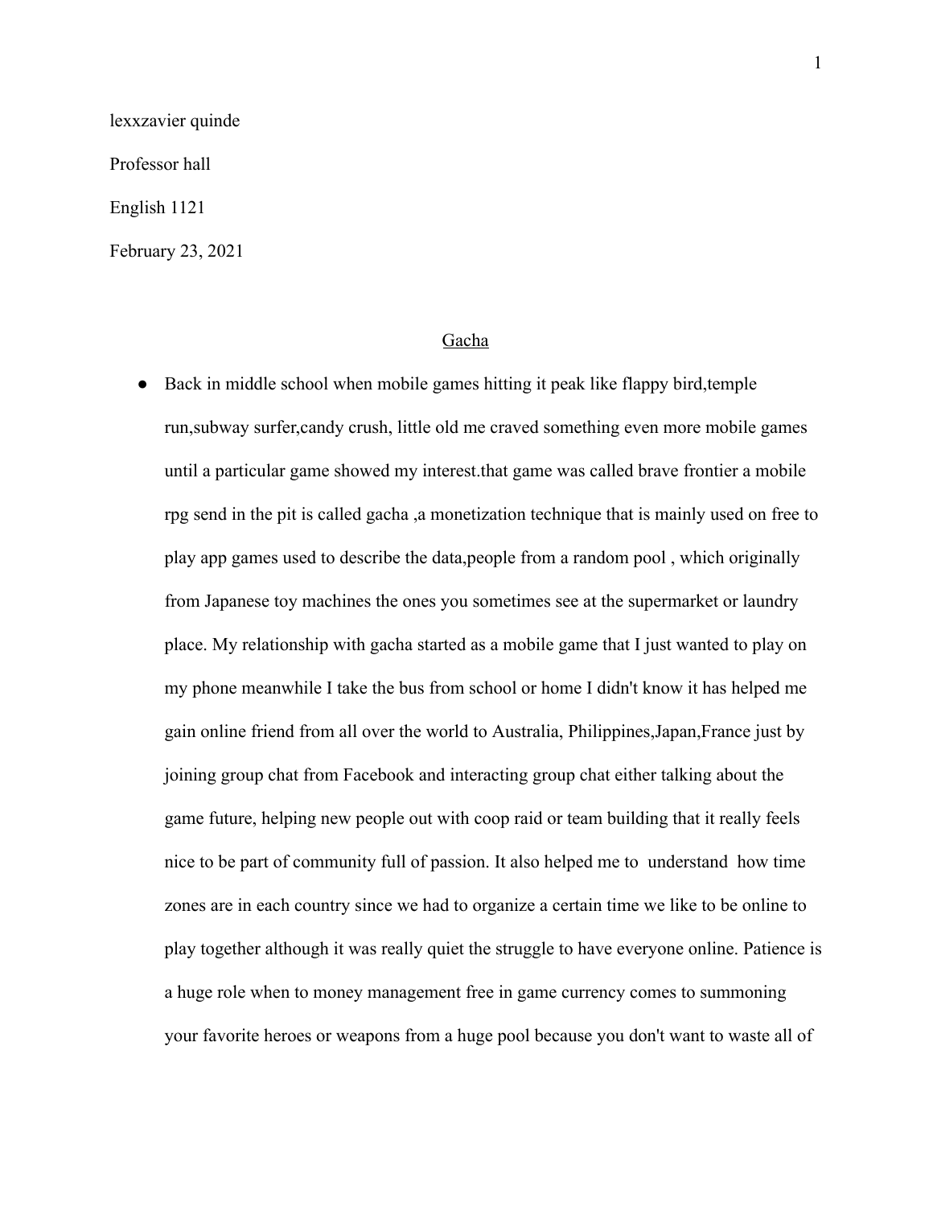lexxzavier quinde

Professor hall

English 1121

February 23, 2021

Gacha

- Back in middle school when mobile games hitting it peak like flappy bird,temple run,subway surfer,candy crush, little old me craved something even more mobile games until a particular game showed my interest.that game was called brave frontier a mobile rpg send in the pit is called gacha ,a monetization technique that is mainly used on free to play app games used to describe the data,people from a random pool , which originally from Japanese toy machines the ones you sometimes see at the supermarket or laundry place. My relationship with gacha started as a mobile game that I just wanted to play on my phone meanwhile I take the bus from school or home I didn't know it has helped me gain online friend from all over the world to Australia, Philippines,Japan,France just by joining group chat from Facebook and interacting group chat either talking about the game future, helping new people out with coop raid or team building that it really feels nice to be part of community full of passion. It also helped me to understand how time zones are in each country since we had to organize a certain time we like to be online to play together although it was really quiet the struggle to have everyone online. Patience is a huge role when to money management free in game currency comes to summoning your favorite heroes or weapons from a huge pool because you don't want to waste all of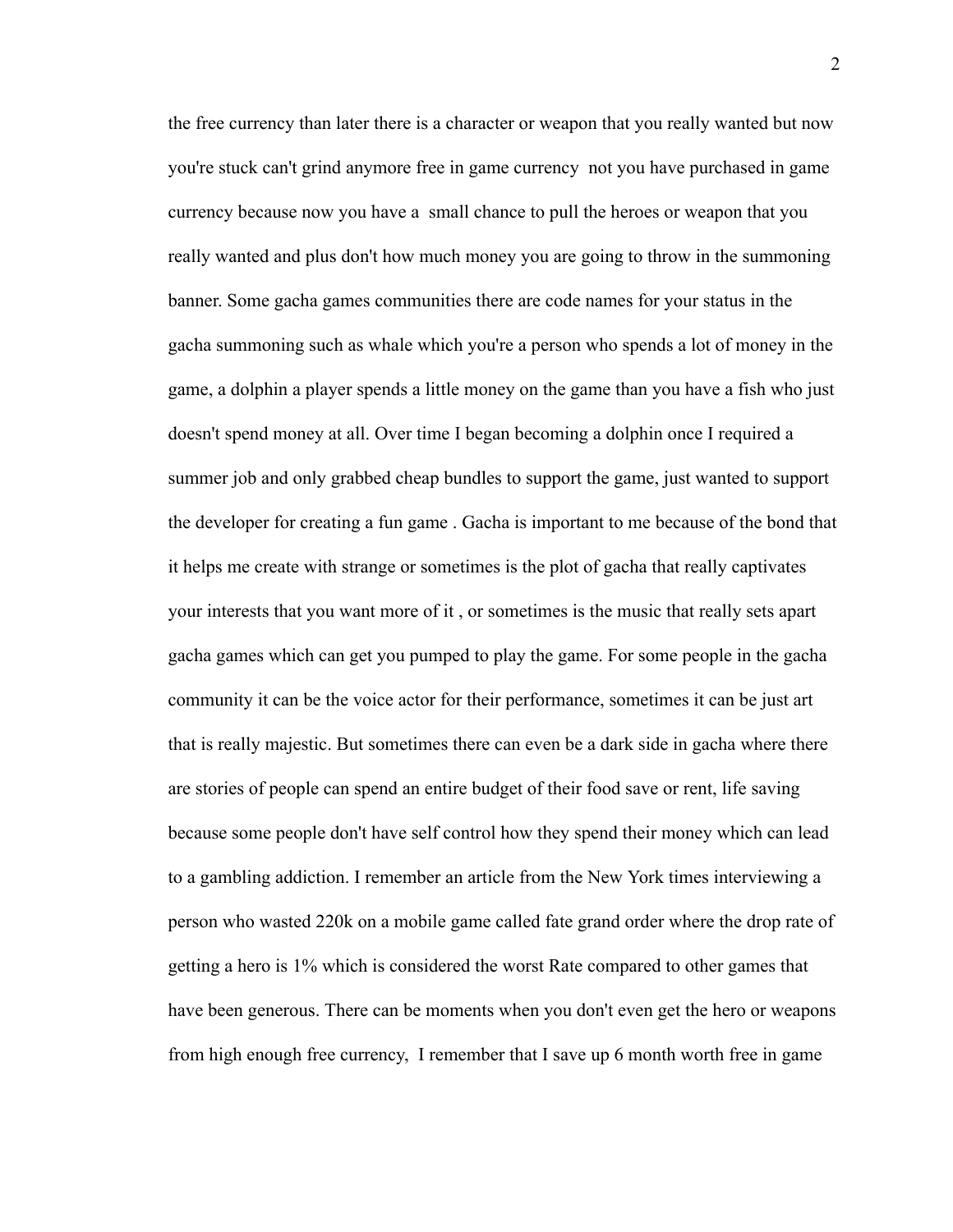the free currency than later there is a character or weapon that you really wanted but now you're stuck can't grind anymore free in game currency  not you have purchased in game currency because now you have a  small chance to pull the heroes or weapon that you really wanted and plus don't how much money you are going to throw in the summoning banner. Some gacha games communities there are code names for your status in the gacha summoning such as whale which you're a person who spends a lot of money in the game, a dolphin a player spends a little money on the game than you have a fish who just doesn't spend money at all. Over time I began becoming a dolphin once I required a summer job and only grabbed cheap bundles to support the game, just wanted to support the developer for creating a fun game . Gacha is important to me because of the bond that it helps me create with strange or sometimes is the plot of gacha that really captivates your interests that you want more of it , or sometimes is the music that really sets apart gacha games which can get you pumped to play the game. For some people in the gacha community it can be the voice actor for their performance, sometimes it can be just art that is really majestic. But sometimes there can even be a dark side in gacha where there are stories of people can spend an entire budget of their food save or rent, life saving because some people don't have self control how they spend their money which can lead to a gambling addiction. I remember an article from the New York times interviewing a person who wasted 220k on a mobile game called fate grand order where the drop rate of getting a hero is 1% which is considered the worst Rate compared to other games that have been generous. There can be moments when you don't even get the hero or weapons from high enough free currency,  I remember that I save up 6 month worth free in game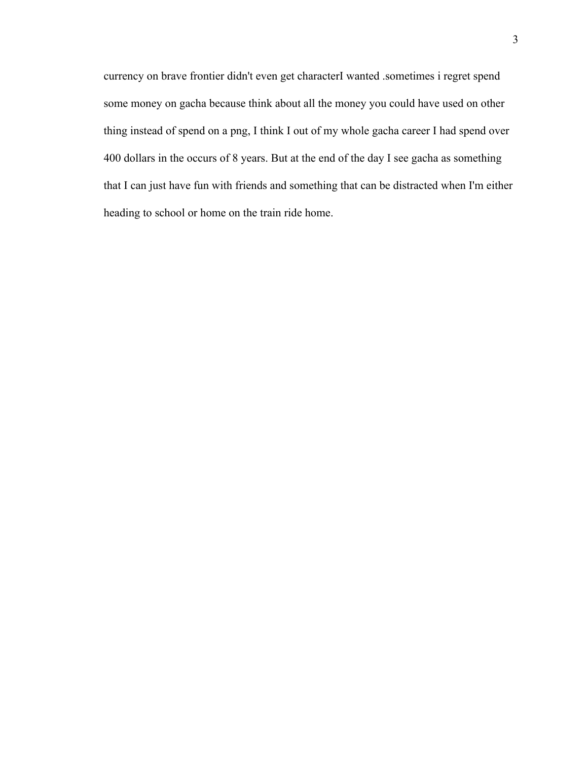currency on brave frontier didn't even get characterI wanted .sometimes i regret spend some money on gacha because think about all the money you could have used on other thing instead of spend on a png, I think I out of my whole gacha career I had spend over 400 dollars in the occurs of 8 years. But at the end of the day I see gacha as something that I can just have fun with friends and something that can be distracted when I'm either heading to school or home on the train ride home.